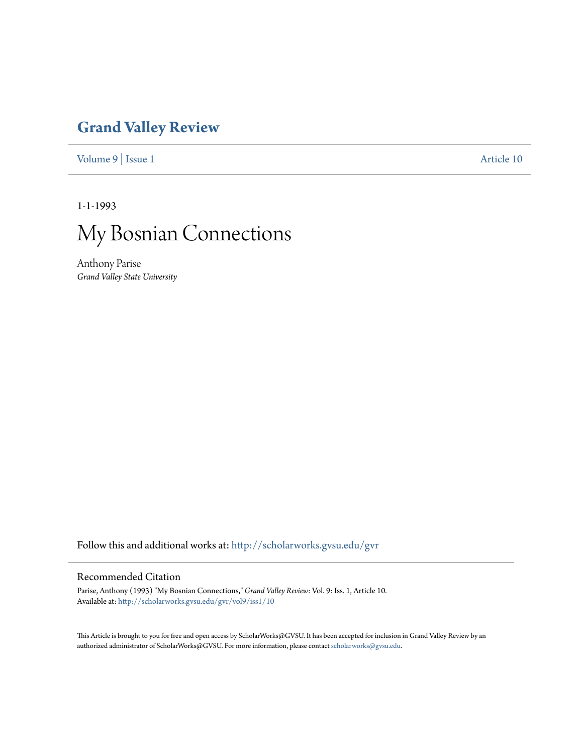# Grand Valley Review

Volume 9 | Issue 1 Article 10

1-1-1993

# My Bosnian Connections

Anthony Parise
*Grand Valley State University*

Follow this and additional works at: http://scholarworks.gvsu.edu/gvr

## Recommended Citation

Parise, Anthony (1993) "My Bosnian Connections," *Grand Valley Review*: Vol. 9: Iss. 1, Article 10.
Available at: http://scholarworks.gvsu.edu/gvr/vol9/iss1/10

This Article is brought to you for free and open access by ScholarWorks@GVSU. It has been accepted for inclusion in Grand Valley Review by an authorized administrator of ScholarWorks@GVSU. For more information, please contact scholarworks@gvsu.edu.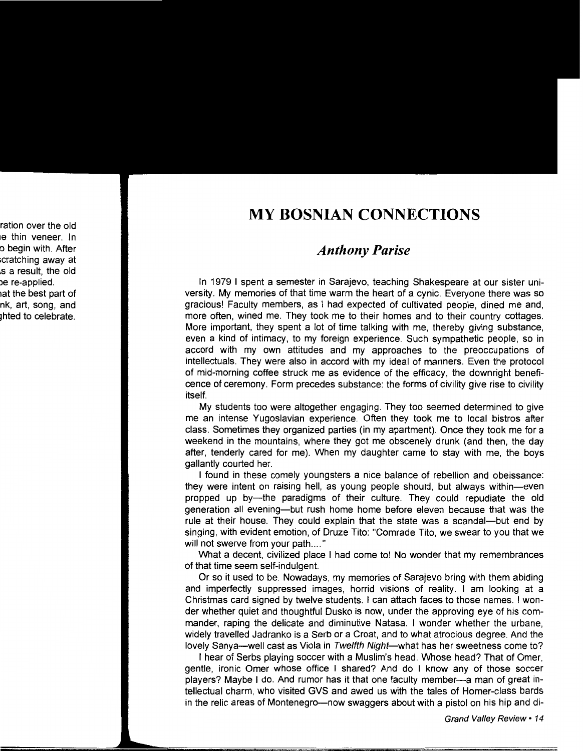# MY BOSNIAN CONNECTIONS

## *Anthony Parise*

In 1979 I spent a semester in Sarajevo, teaching Shakespeare at our sister university. My memories of that time warm the heart of a cynic. Everyone there was so gracious! Faculty members, as I had expected of cultivated people, dined me and, more often, wined me. They took me to their homes and to their country cottages. More important, they spent a lot of time talking with me, thereby giving substance, even a kind of intimacy, to my foreign experience. Such sympathetic people, so in accord with my own attitudes and my approaches to the preoccupations of intellectuals. They were also in accord with my ideal of manners. Even the protocol of mid-morning coffee struck me as evidence of the efficacy, the downright beneficence of ceremony. Form precedes substance: the forms of civility give rise to civility itself.

My students too were altogether engaging. They too seemed determined to give me an intense Yugoslavian experience. Often they took me to local bistros after class. Sometimes they organized parties (in my apartment). Once they took me for a weekend in the mountains, where they got me obscenely drunk (and then, the day after, tenderly cared for me). When my daughter came to stay with me, the boys gallantly courted her.

I found in these comely youngsters a nice balance of rebellion and obeissance: they were intent on raising hell, as young people should, but always within—even propped up by—the paradigms of their culture. They could repudiate the old generation all evening—but rush home home before eleven because that was the rule at their house. They could explain that the state was a scandal—but end by singing, with evident emotion, of Druze Tito: "Comrade Tito, we swear to you that we will not swerve from your path...."

What a decent, civilized place I had come to! No wonder that my remembrances of that time seem self-indulgent.

Or so it used to be. Nowadays, my memories of Sarajevo bring with them abiding and imperfectly suppressed images, horrid visions of reality. I am looking at a Christmas card signed by twelve students. I can attach faces to those names. I wonder whether quiet and thoughtful Dusko is now, under the approving eye of his commander, raping the delicate and diminutive Natasa. I wonder whether the urbane, widely travelled Jadranko is a Serb or a Croat, and to what atrocious degree. And the lovely Sanya—well cast as Viola in *Twelfth Night*—what has her sweetness come to?

I hear of Serbs playing soccer with a Muslim's head. Whose head? That of Omer, gentle, ironic Omer whose office I shared? And do I know any of those soccer players? Maybe I do. And rumor has it that one faculty member—a man of great intellectual charm, who visited GVS and awed us with the tales of Homer-class bards in the relic areas of Montenegro—now swaggers about with a pistol on his hip and di-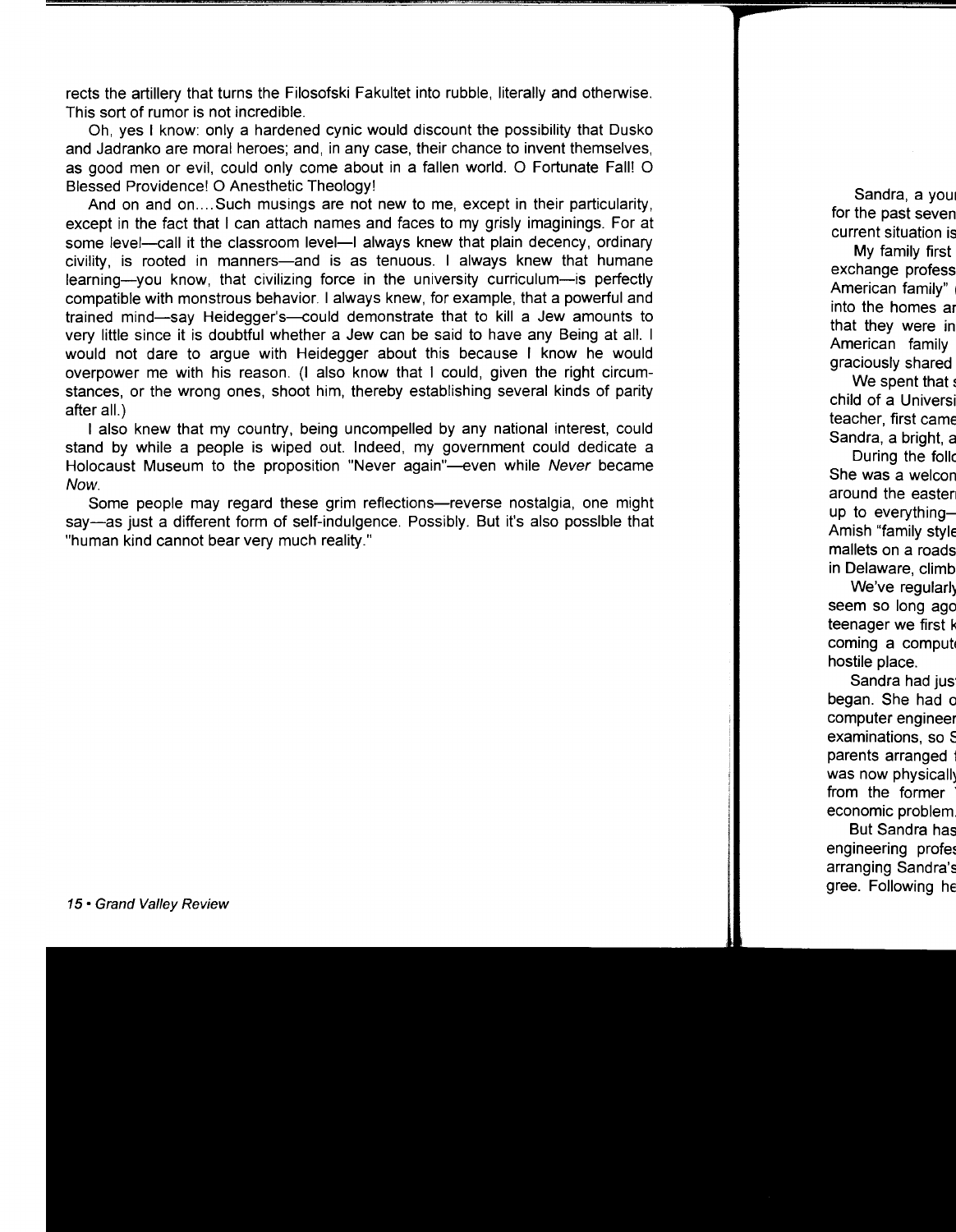rects the artillery that turns the Filosofski Fakultet into rubble, literally and otherwise. This sort of rumor is not incredible.

Oh, yes I know: only a hardened cynic would discount the possibility that Dusko and Jadranko are moral heroes; and, in any case, their chance to invent themselves, as good men or evil, could only come about in a fallen world. O Fortunate Fall! O Blessed Providence! O Anesthetic Theology!

And on and on....Such musings are not new to me, except in their particularity, except in the fact that I can attach names and faces to my grisly imaginings. For at some level—call it the classroom level—I always knew that plain decency, ordinary civility, is rooted in manners—and is as tenuous. I always knew that humane learning—you know, that civilizing force in the university curriculum—is perfectly compatible with monstrous behavior. I always knew, for example, that a powerful and trained mind—say Heidegger's—could demonstrate that to kill a Jew amounts to very little since it is doubtful whether a Jew can be said to have any Being at all. I would not dare to argue with Heidegger about this because I know he would overpower me with his reason. (I also know that I could, given the right circumstances, or the wrong ones, shoot him, thereby establishing several kinds of parity after all.)

I also knew that my country, being uncompelled by any national interest, could stand by while a people is wiped out. Indeed, my government could dedicate a Holocaust Museum to the proposition "Never again"—even while *Never* became *Now*.

Some people may regard these grim reflections—reverse nostalgia, one might say—as just a different form of self-indulgence. Possibly. But it's also possible that "human kind cannot bear very much reality."

Sandra, a you
for the past seven
current situation is

My family first
exchange profess
American family"
into the homes ar
that they were in
American family
graciously shared

We spent that s
child of a Universi
teacher, first came
Sandra, a bright, a

During the follo
She was a welcon
around the easter
up to everything—
Amish "family style
mallets on a roads
in Delaware, climb

We've regularly
seem so long ago
teenager we first k
coming a comput
hostile place.

Sandra had jus
began. She had c
computer enginee
examinations, so S
parents arranged
was now physicall
from the former
economic problem.

But Sandra has
engineering profe
arranging Sandra's
gree. Following he